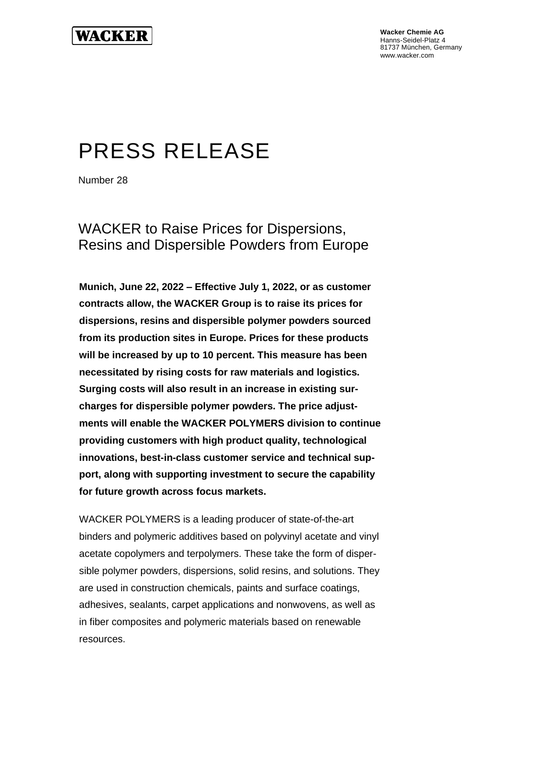WACKER

**Wacker Chemie AG**
Hanns-Seidel-Platz 4
81737 München, Germany
www.wacker.com

# PRESS RELEASE

Number 28

## WACKER to Raise Prices for Dispersions, Resins and Dispersible Powders from Europe

**Munich, June 22, 2022 – Effective July 1, 2022, or as customer contracts allow, the WACKER Group is to raise its prices for dispersions, resins and dispersible polymer powders sourced from its production sites in Europe. Prices for these products will be increased by up to 10 percent. This measure has been necessitated by rising costs for raw materials and logistics. Surging costs will also result in an increase in existing surcharges for dispersible polymer powders. The price adjustments will enable the WACKER POLYMERS division to continue providing customers with high product quality, technological innovations, best-in-class customer service and technical support, along with supporting investment to secure the capability for future growth across focus markets.**

WACKER POLYMERS is a leading producer of state-of-the-art binders and polymeric additives based on polyvinyl acetate and vinyl acetate copolymers and terpolymers. These take the form of dispersible polymer powders, dispersions, solid resins, and solutions. They are used in construction chemicals, paints and surface coatings, adhesives, sealants, carpet applications and nonwovens, as well as in fiber composites and polymeric materials based on renewable resources.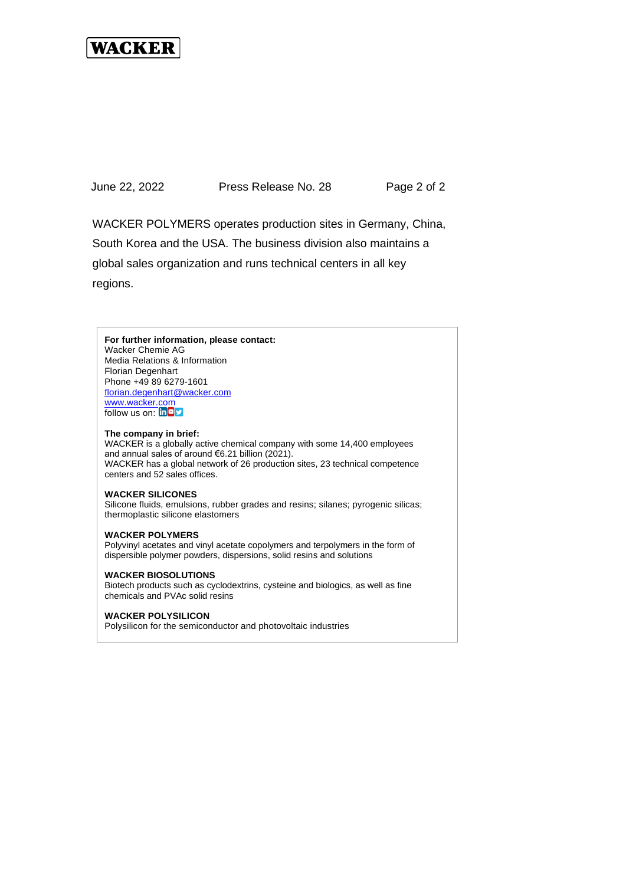WACKER POLYMERS operates production sites in Germany, China, South Korea and the USA. The business division also maintains a global sales organization and runs technical centers in all key regions.

**For further information, please contact:**
Wacker Chemie AG
Media Relations & Information
Florian Degenhart
Phone +49 89 6279-1601
florian.degenhart@wacker.com
www.wacker.com
follow us on:

**The company in brief:**
WACKER is a globally active chemical company with some 14,400 employees and annual sales of around €6.21 billion (2021).
WACKER has a global network of 26 production sites, 23 technical competence centers and 52 sales offices.

**WACKER SILICONES**
Silicone fluids, emulsions, rubber grades and resins; silanes; pyrogenic silicas; thermoplastic silicone elastomers

**WACKER POLYMERS**
Polyvinyl acetates and vinyl acetate copolymers and terpolymers in the form of dispersible polymer powders, dispersions, solid resins and solutions

**WACKER BIOSOLUTIONS**
Biotech products such as cyclodextrins, cysteine and biologics, as well as fine chemicals and PVAc solid resins

**WACKER POLYSILICON**
Polysilicon for the semiconductor and photovoltaic industries